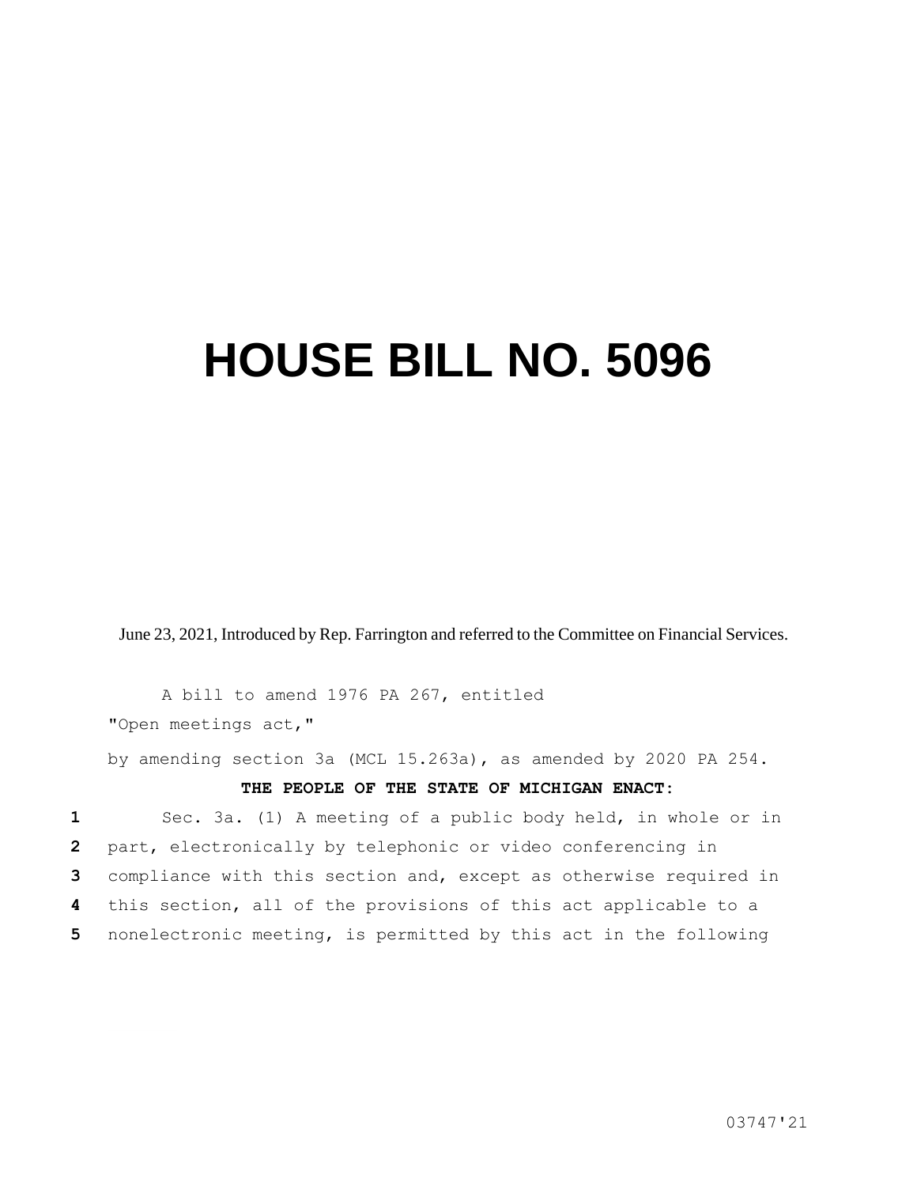# HOUSE BILL NO. 5096

June 23, 2021, Introduced by Rep. Farrington and referred to the Committee on Financial Services.

A bill to amend 1976 PA 267, entitled

"Open meetings act,"

by amending section 3a (MCL 15.263a), as amended by 2020 PA 254.

**THE PEOPLE OF THE STATE OF MICHIGAN ENACT:**

1 Sec. 3a. (1) A meeting of a public body held, in whole or in
2 part, electronically by telephonic or video conferencing in
3 compliance with this section and, except as otherwise required in
4 this section, all of the provisions of this act applicable to a
5 nonelectronic meeting, is permitted by this act in the following

03747'21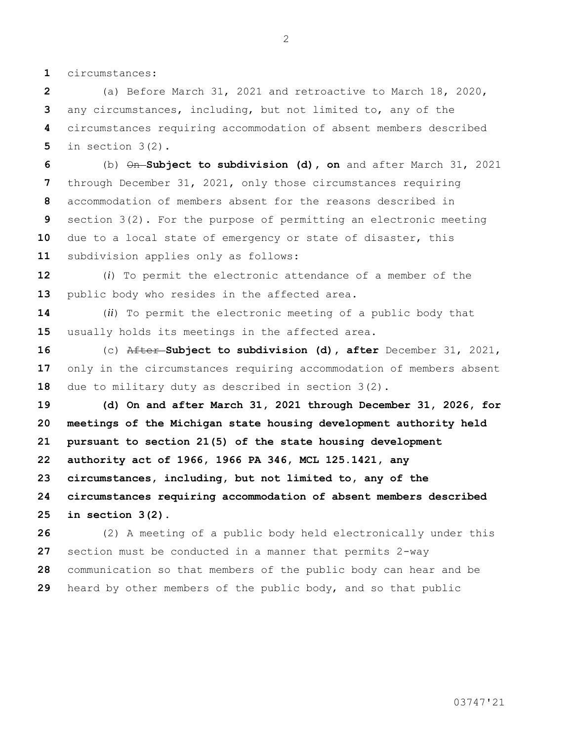circumstances:

(a) Before March 31, 2021 and retroactive to March 18, 2020, any circumstances, including, but not limited to, any of the circumstances requiring accommodation of absent members described in section 3(2).

(b) ~~On~~ **Subject to subdivision (d), on** and after March 31, 2021 through December 31, 2021, only those circumstances requiring accommodation of members absent for the reasons described in section 3(2). For the purpose of permitting an electronic meeting due to a local state of emergency or state of disaster, this subdivision applies only as follows:

(*i*) To permit the electronic attendance of a member of the public body who resides in the affected area.

(*ii*) To permit the electronic meeting of a public body that usually holds its meetings in the affected area.

(c) ~~After~~ **Subject to subdivision (d), after** December 31, 2021, only in the circumstances requiring accommodation of members absent due to military duty as described in section 3(2).

**(d) On and after March 31, 2021 through December 31, 2026, for meetings of the Michigan state housing development authority held pursuant to section 21(5) of the state housing development authority act of 1966, 1966 PA 346, MCL 125.1421, any circumstances, including, but not limited to, any of the circumstances requiring accommodation of absent members described in section 3(2).**

(2) A meeting of a public body held electronically under this section must be conducted in a manner that permits 2-way communication so that members of the public body can hear and be heard by other members of the public body, and so that public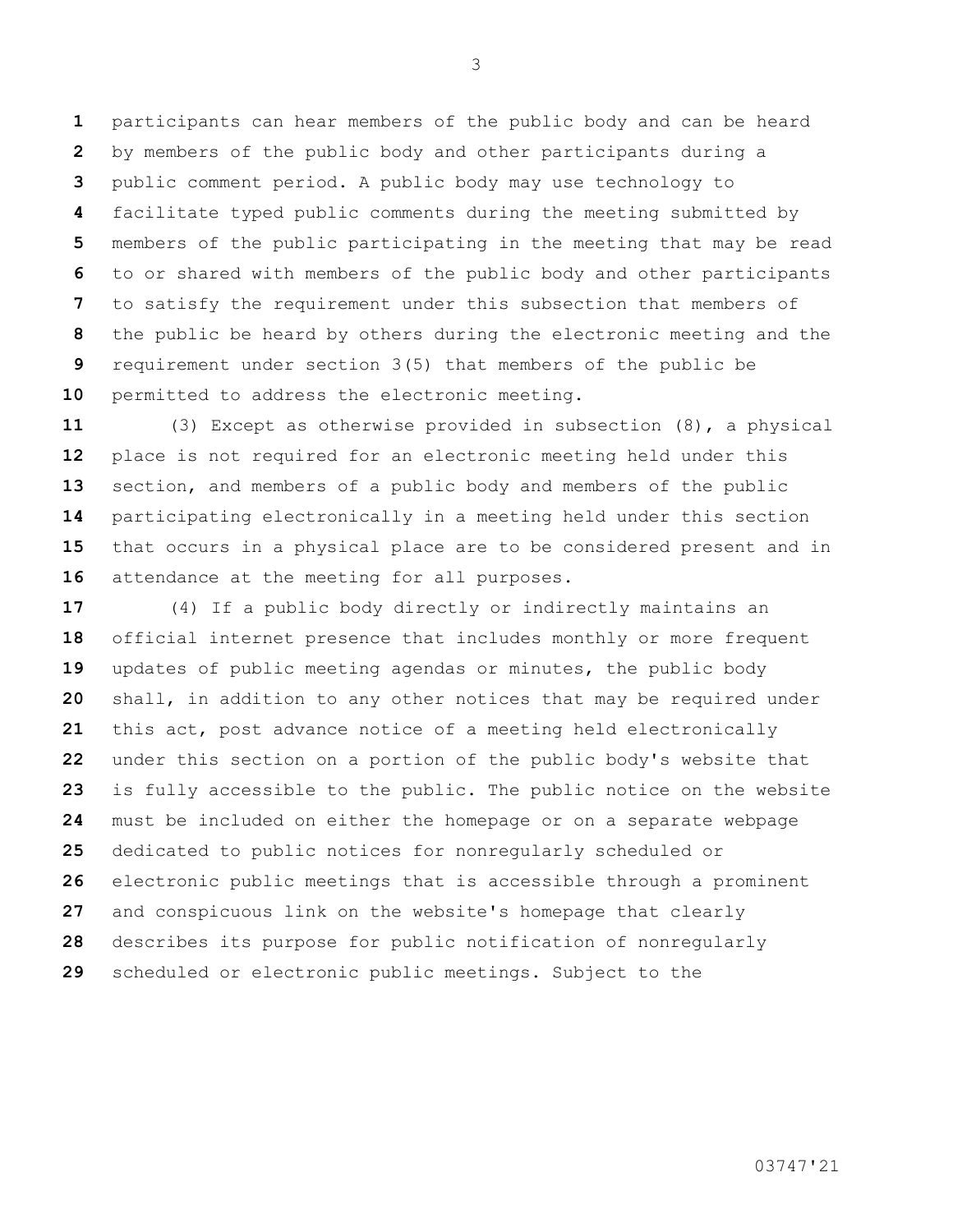participants can hear members of the public body and can be heard by members of the public body and other participants during a public comment period. A public body may use technology to facilitate typed public comments during the meeting submitted by members of the public participating in the meeting that may be read to or shared with members of the public body and other participants to satisfy the requirement under this subsection that members of the public be heard by others during the electronic meeting and the requirement under section 3(5) that members of the public be permitted to address the electronic meeting.

(3) Except as otherwise provided in subsection (8), a physical place is not required for an electronic meeting held under this section, and members of a public body and members of the public participating electronically in a meeting held under this section that occurs in a physical place are to be considered present and in attendance at the meeting for all purposes.

(4) If a public body directly or indirectly maintains an official internet presence that includes monthly or more frequent updates of public meeting agendas or minutes, the public body shall, in addition to any other notices that may be required under this act, post advance notice of a meeting held electronically under this section on a portion of the public body's website that is fully accessible to the public. The public notice on the website must be included on either the homepage or on a separate webpage dedicated to public notices for nonregularly scheduled or electronic public meetings that is accessible through a prominent and conspicuous link on the website's homepage that clearly describes its purpose for public notification of nonregularly scheduled or electronic public meetings. Subject to the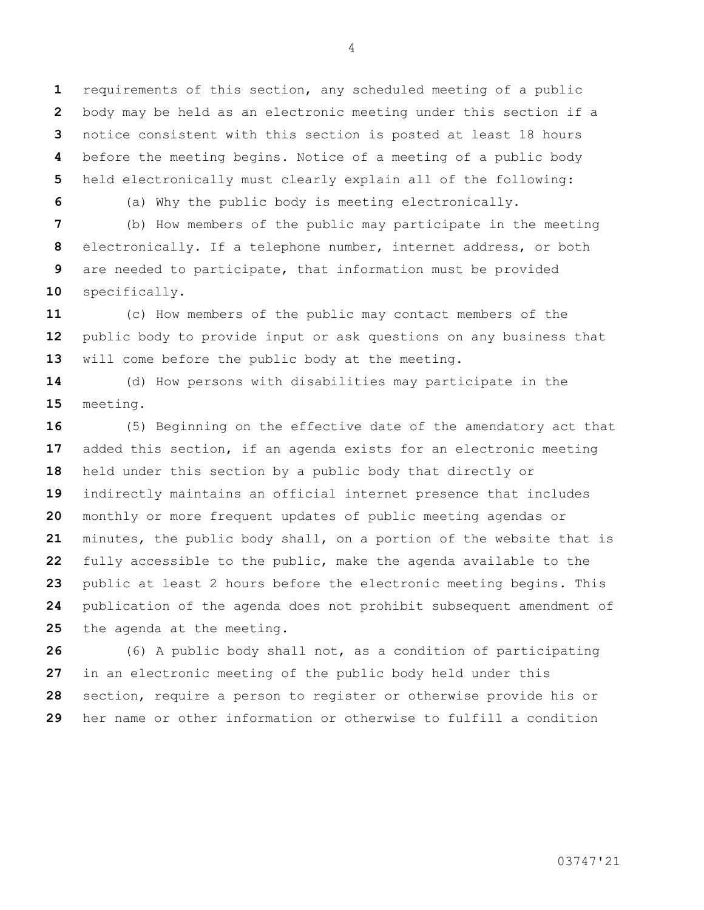requirements of this section, any scheduled meeting of a public body may be held as an electronic meeting under this section if a notice consistent with this section is posted at least 18 hours before the meeting begins. Notice of a meeting of a public body held electronically must clearly explain all of the following:

(a) Why the public body is meeting electronically.

(b) How members of the public may participate in the meeting electronically. If a telephone number, internet address, or both are needed to participate, that information must be provided specifically.

(c) How members of the public may contact members of the public body to provide input or ask questions on any business that will come before the public body at the meeting.

(d) How persons with disabilities may participate in the meeting.

(5) Beginning on the effective date of the amendatory act that added this section, if an agenda exists for an electronic meeting held under this section by a public body that directly or indirectly maintains an official internet presence that includes monthly or more frequent updates of public meeting agendas or minutes, the public body shall, on a portion of the website that is fully accessible to the public, make the agenda available to the public at least 2 hours before the electronic meeting begins. This publication of the agenda does not prohibit subsequent amendment of the agenda at the meeting.

(6) A public body shall not, as a condition of participating in an electronic meeting of the public body held under this section, require a person to register or otherwise provide his or her name or other information or otherwise to fulfill a condition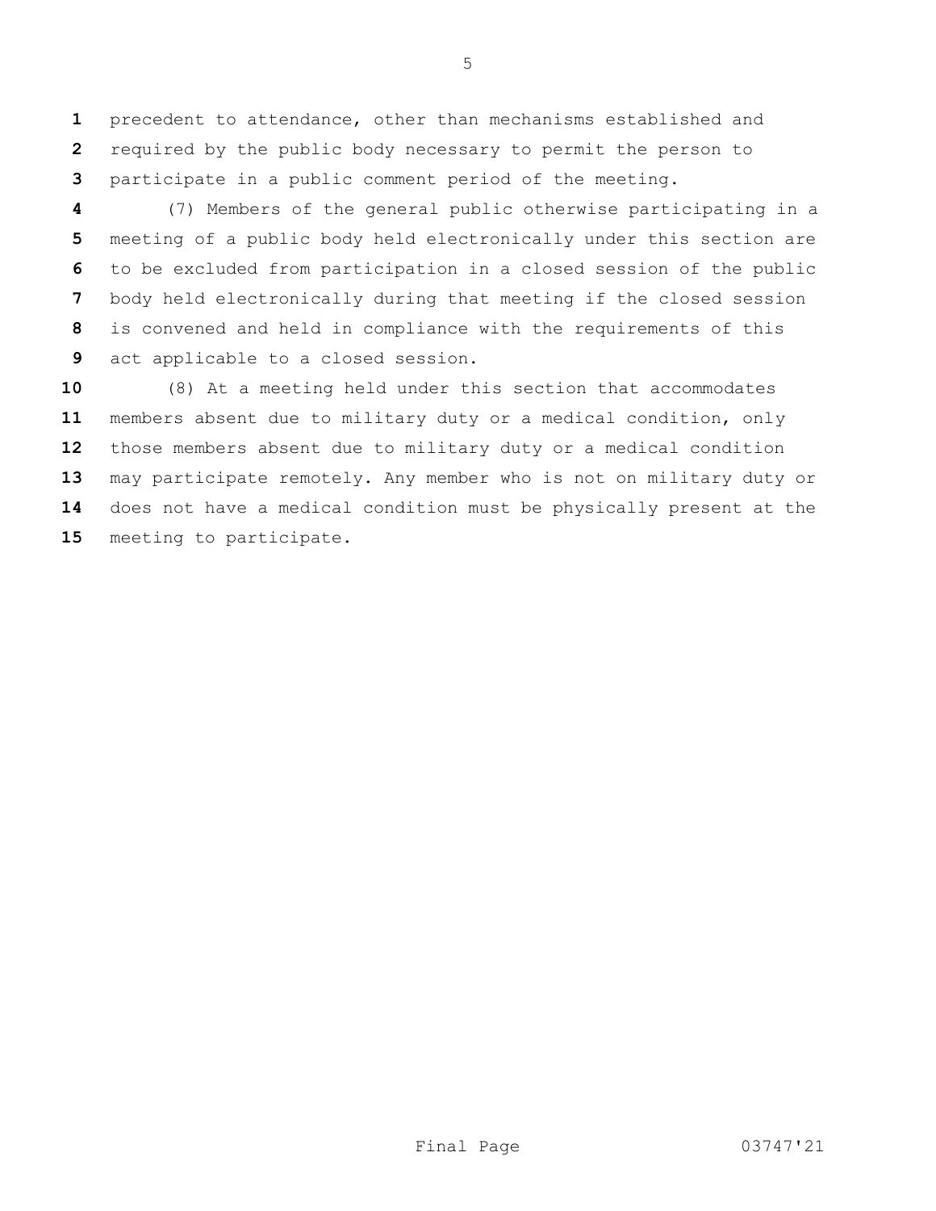precedent to attendance, other than mechanisms established and required by the public body necessary to permit the person to participate in a public comment period of the meeting.

(7) Members of the general public otherwise participating in a meeting of a public body held electronically under this section are to be excluded from participation in a closed session of the public body held electronically during that meeting if the closed session is convened and held in compliance with the requirements of this act applicable to a closed session.

(8) At a meeting held under this section that accommodates members absent due to military duty or a medical condition, only those members absent due to military duty or a medical condition may participate remotely. Any member who is not on military duty or does not have a medical condition must be physically present at the meeting to participate.